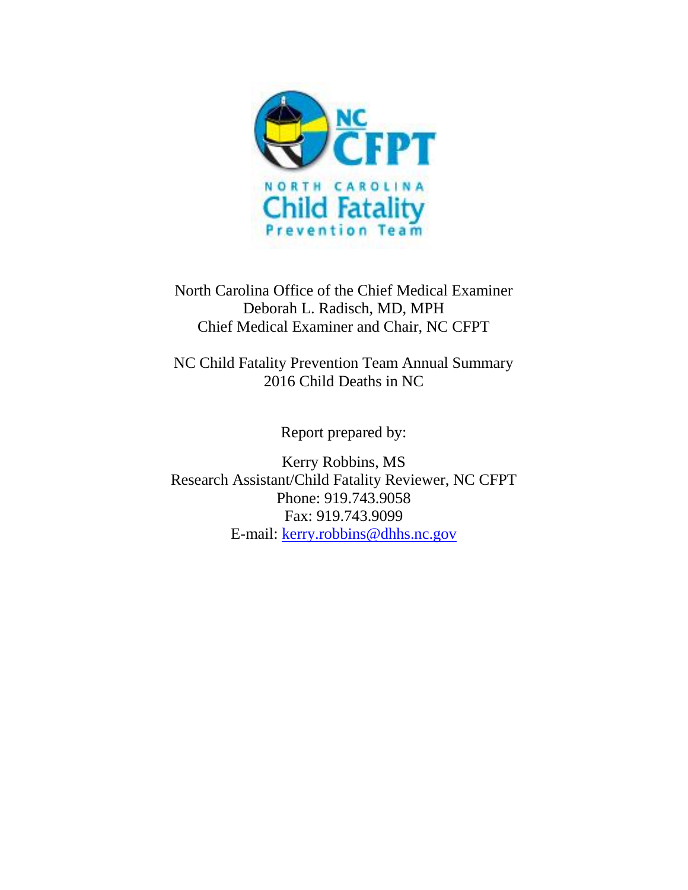NC CFPT

NORTH CAROLINA

Child Fatality

Prevention Team

North Carolina Office of the Chief Medical Examiner
Deborah L. Radisch, MD, MPH
Chief Medical Examiner and Chair, NC CFPT

NC Child Fatality Prevention Team Annual Summary
2016 Child Deaths in NC

Report prepared by:

Kerry Robbins, MS
Research Assistant/Child Fatality Reviewer, NC CFPT
Phone: 919.743.9058
Fax: 919.743.9099
E-mail: kerry.robbins@dhhs.nc.gov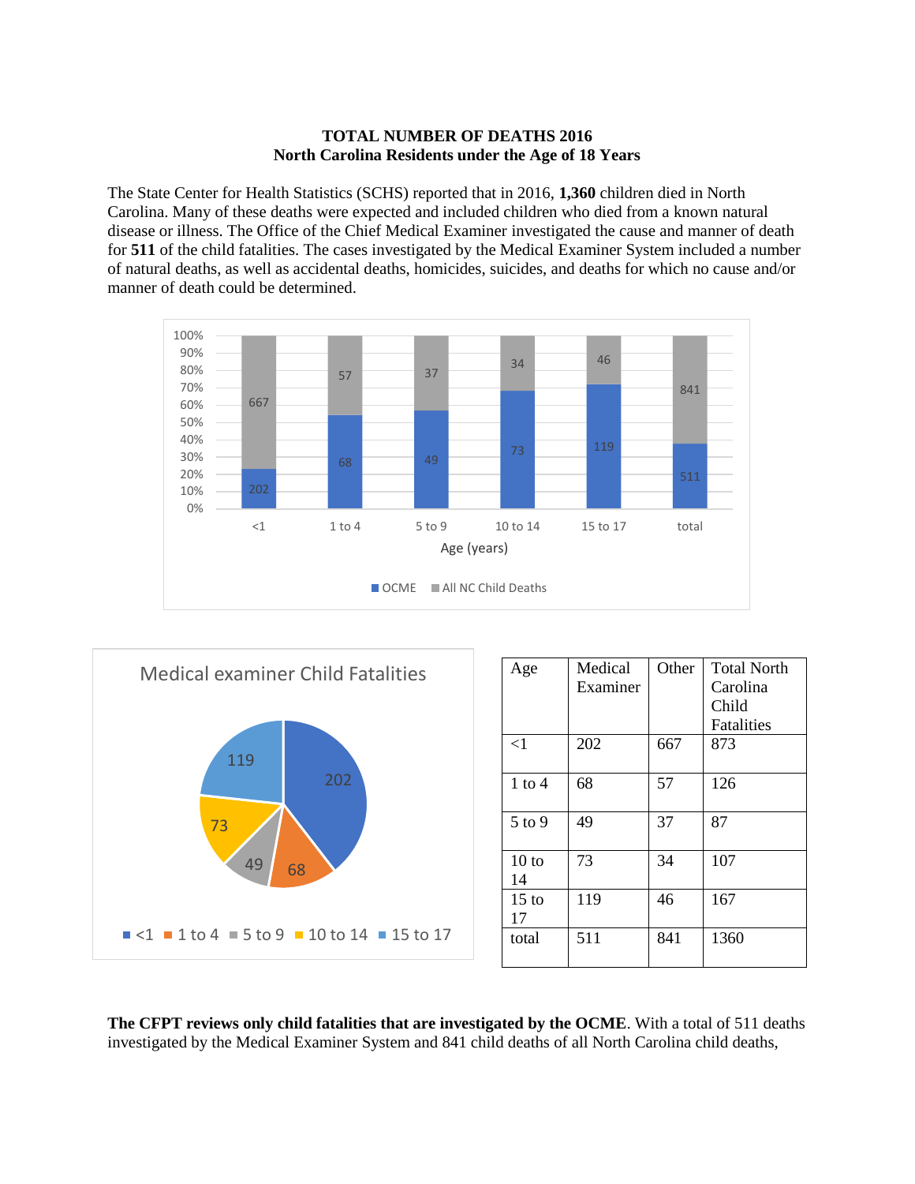**TOTAL NUMBER OF DEATHS 2016**
**North Carolina Residents under the Age of 18 Years**

The State Center for Health Statistics (SCHS) reported that in 2016, **1,360** children died in North Carolina. Many of these deaths were expected and included children who died from a known natural disease or illness. The Office of the Chief Medical Examiner investigated the cause and manner of death for **511** of the child fatalities. The cases investigated by the Medical Examiner System included a number of natural deaths, as well as accidental deaths, homicides, suicides, and deaths for which no cause and/or manner of death could be determined.

| Age | Medical Examiner | Other | Total North Carolina Child Fatalities |
|---|---|---|---|
| <1 | 202 | 667 | 873 |
| 1 to 4 | 68 | 57 | 126 |
| 5 to 9 | 49 | 37 | 87 |
| 10 to 14 | 73 | 34 | 107 |
| 15 to 17 | 119 | 46 | 167 |
| total | 511 | 841 | 1360 |

**The CFPT reviews only child fatalities that are investigated by the OCME**. With a total of 511 deaths investigated by the Medical Examiner System and 841 child deaths of all North Carolina child deaths,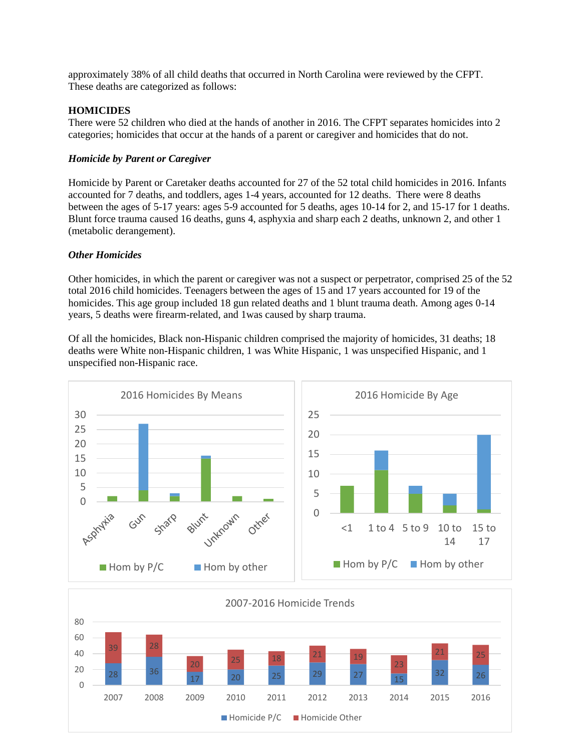approximately 38% of all child deaths that occurred in North Carolina were reviewed by the CFPT. These deaths are categorized as follows:

**HOMICIDES**

There were 52 children who died at the hands of another in 2016. The CFPT separates homicides into 2 categories; homicides that occur at the hands of a parent or caregiver and homicides that do not.

***Homicide by Parent or Caregiver***

Homicide by Parent or Caretaker deaths accounted for 27 of the 52 total child homicides in 2016. Infants accounted for 7 deaths, and toddlers, ages 1-4 years, accounted for 12 deaths. There were 8 deaths between the ages of 5-17 years: ages 5-9 accounted for 5 deaths, ages 10-14 for 2, and 15-17 for 1 deaths. Blunt force trauma caused 16 deaths, guns 4, asphyxia and sharp each 2 deaths, unknown 2, and other 1 (metabolic derangement).

***Other Homicides***

Other homicides, in which the parent or caregiver was not a suspect or perpetrator, comprised 25 of the 52 total 2016 child homicides. Teenagers between the ages of 15 and 17 years accounted for 19 of the homicides. This age group included 18 gun related deaths and 1 blunt trauma death. Among ages 0-14 years, 5 deaths were firearm-related, and 1was caused by sharp trauma.

Of all the homicides, Black non-Hispanic children comprised the majority of homicides, 31 deaths; 18 deaths were White non-Hispanic children, 1 was White Hispanic, 1 was unspecified Hispanic, and 1 unspecified non-Hispanic race.

2016 Homicides By Means

2016 Homicide By Age

2007-2016 Homicide Trends

| | 2007 | 2008 | 2009 | 2010 | 2011 | 2012 | 2013 | 2014 | 2015 | 2016 |
|---|---|---|---|---|---|---|---|---|---|---|
| Homicide P/C | 28 | 36 | 17 | 20 | 25 | 29 | 27 | 15 | 32 | 26 |
| Homicide Other | 39 | 28 | 20 | 25 | 18 | 21 | 19 | 23 | 21 | 25 |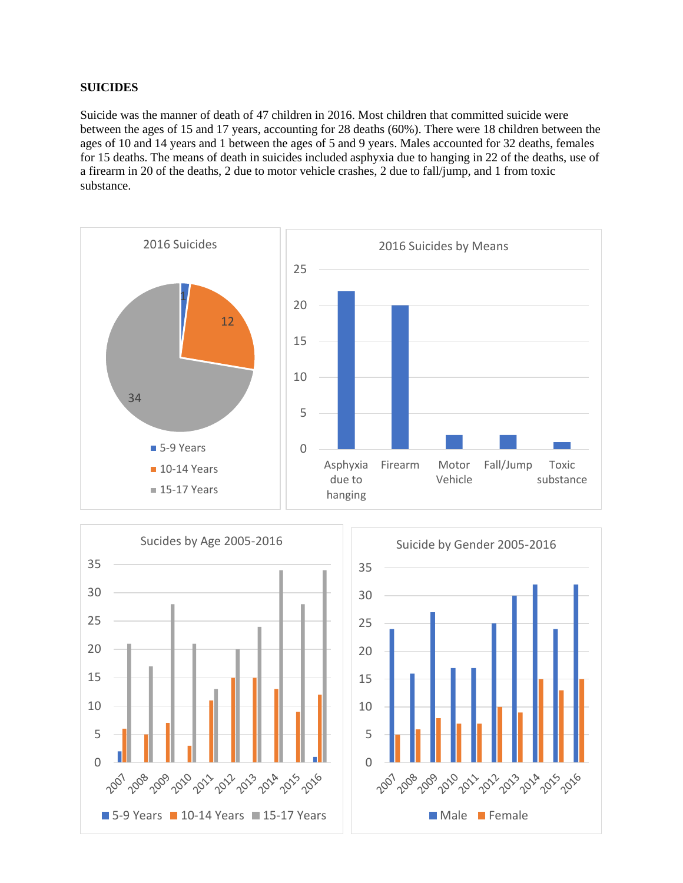**SUICIDES**

Suicide was the manner of death of 47 children in 2016. Most children that committed suicide were between the ages of 15 and 17 years, accounting for 28 deaths (60%). There were 18 children between the ages of 10 and 14 years and 1 between the ages of 5 and 9 years. Males accounted for 32 deaths, females for 15 deaths. The means of death in suicides included asphyxia due to hanging in 22 of the deaths, use of a firearm in 20 of the deaths, 2 due to motor vehicle crashes, 2 due to fall/jump, and 1 from toxic substance.

2016 Suicides

| Age Group | Count |
|---|---|
| 5-9 Years | 1 |
| 10-14 Years | 12 |
| 15-17 Years | 34 |

2016 Suicides by Means

| Means | Count |
|---|---|
| Asphyxia due to hanging | 22 |
| Firearm | 20 |
| Motor Vehicle | 2 |
| Fall/Jump | 2 |
| Toxic substance | 1 |

Sucides by Age 2005-2016

| Year | 5-9 Years | 10-14 Years | 15-17 Years |
|---|---|---|---|
| 2007 | 2 | 6 | 21 |
| 2008 | | 5 | 17 |
| 2009 | | 7 | 28 |
| 2010 | | 3 | 21 |
| 2011 | | 11 | 13 |
| 2012 | | 15 | 20 |
| 2013 | | 15 | 24 |
| 2014 | | 13 | 34 |
| 2015 | | 9 | 28 |
| 2016 | 1 | 12 | 34 |

Suicide by Gender 2005-2016

| Year | Male | Female |
|---|---|---|
| 2007 | 24 | 5 |
| 2008 | 16 | 6 |
| 2009 | 27 | 8 |
| 2010 | 17 | 7 |
| 2011 | 17 | 7 |
| 2012 | 25 | 10 |
| 2013 | 30 | 9 |
| 2014 | 32 | 15 |
| 2015 | 24 | 13 |
| 2016 | 32 | 15 |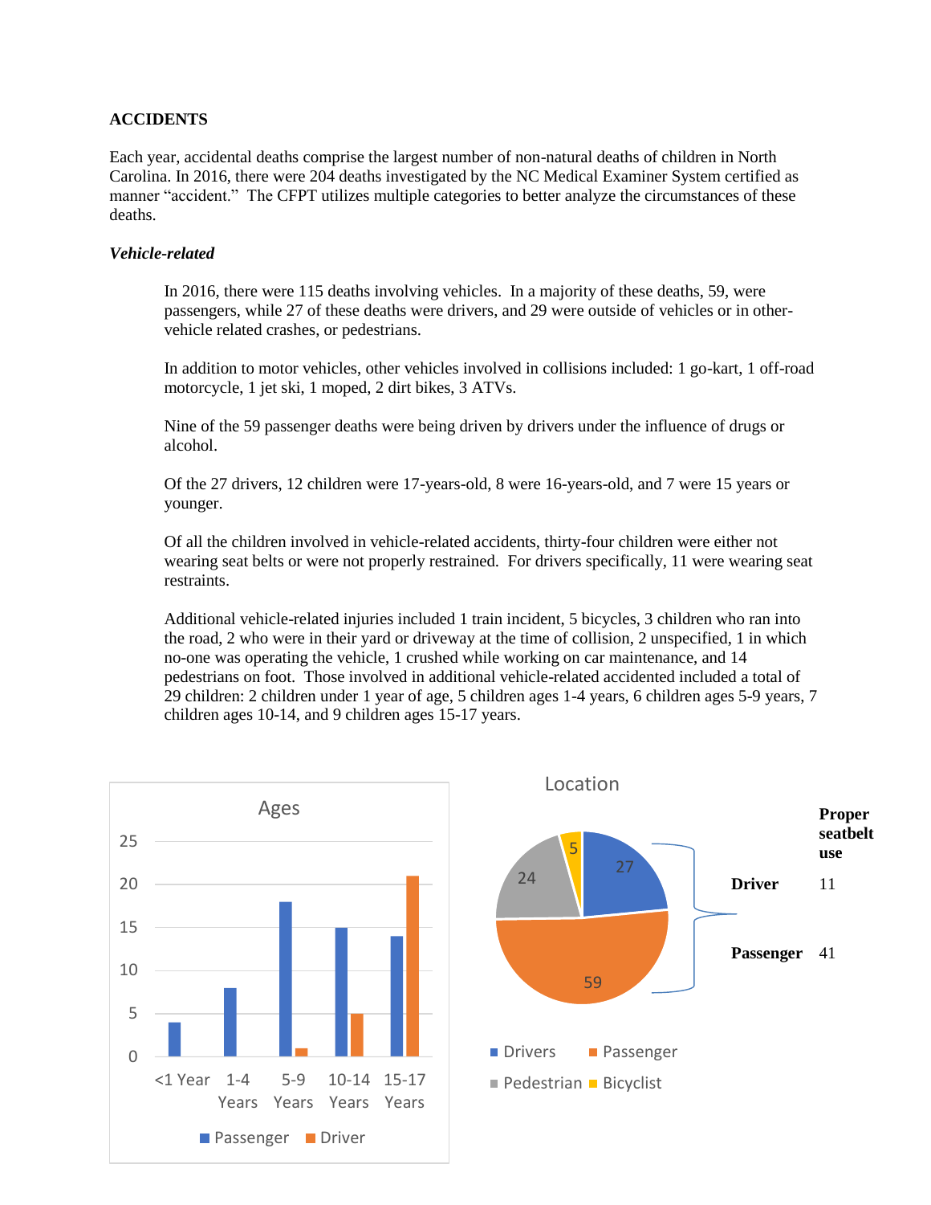**ACCIDENTS**

Each year, accidental deaths comprise the largest number of non-natural deaths of children in North Carolina. In 2016, there were 204 deaths investigated by the NC Medical Examiner System certified as manner "accident." The CFPT utilizes multiple categories to better analyze the circumstances of these deaths.

***Vehicle-related***

In 2016, there were 115 deaths involving vehicles. In a majority of these deaths, 59, were passengers, while 27 of these deaths were drivers, and 29 were outside of vehicles or in other-vehicle related crashes, or pedestrians.

In addition to motor vehicles, other vehicles involved in collisions included: 1 go-kart, 1 off-road motorcycle, 1 jet ski, 1 moped, 2 dirt bikes, 3 ATVs.

Nine of the 59 passenger deaths were being driven by drivers under the influence of drugs or alcohol.

Of the 27 drivers, 12 children were 17-years-old, 8 were 16-years-old, and 7 were 15 years or younger.

Of all the children involved in vehicle-related accidents, thirty-four children were either not wearing seat belts or were not properly restrained. For drivers specifically, 11 were wearing seat restraints.

Additional vehicle-related injuries included 1 train incident, 5 bicycles, 3 children who ran into the road, 2 who were in their yard or driveway at the time of collision, 2 unspecified, 1 in which no-one was operating the vehicle, 1 crushed while working on car maintenance, and 14 pedestrians on foot. Those involved in additional vehicle-related accidented included a total of 29 children: 2 children under 1 year of age, 5 children ages 1-4 years, 6 children ages 5-9 years, 7 children ages 10-14, and 9 children ages 15-17 years.

**Ages**

| Age | Passenger | Driver |
|---|---|---|
| <1 Year | 4 | |
| 1-4 Years | 8 | |
| 5-9 Years | 18 | 1 |
| 10-14 Years | 15 | 5 |
| 15-17 Years | 14 | 21 |

**Location**

| Category | Count |
|---|---|
| Drivers | 27 |
| Passenger | 59 |
| Pedestrian | 24 |
| Bicyclist | 5 |

| | Proper seatbelt use |
|---|---|
| Driver | 11 |
| Passenger | 41 |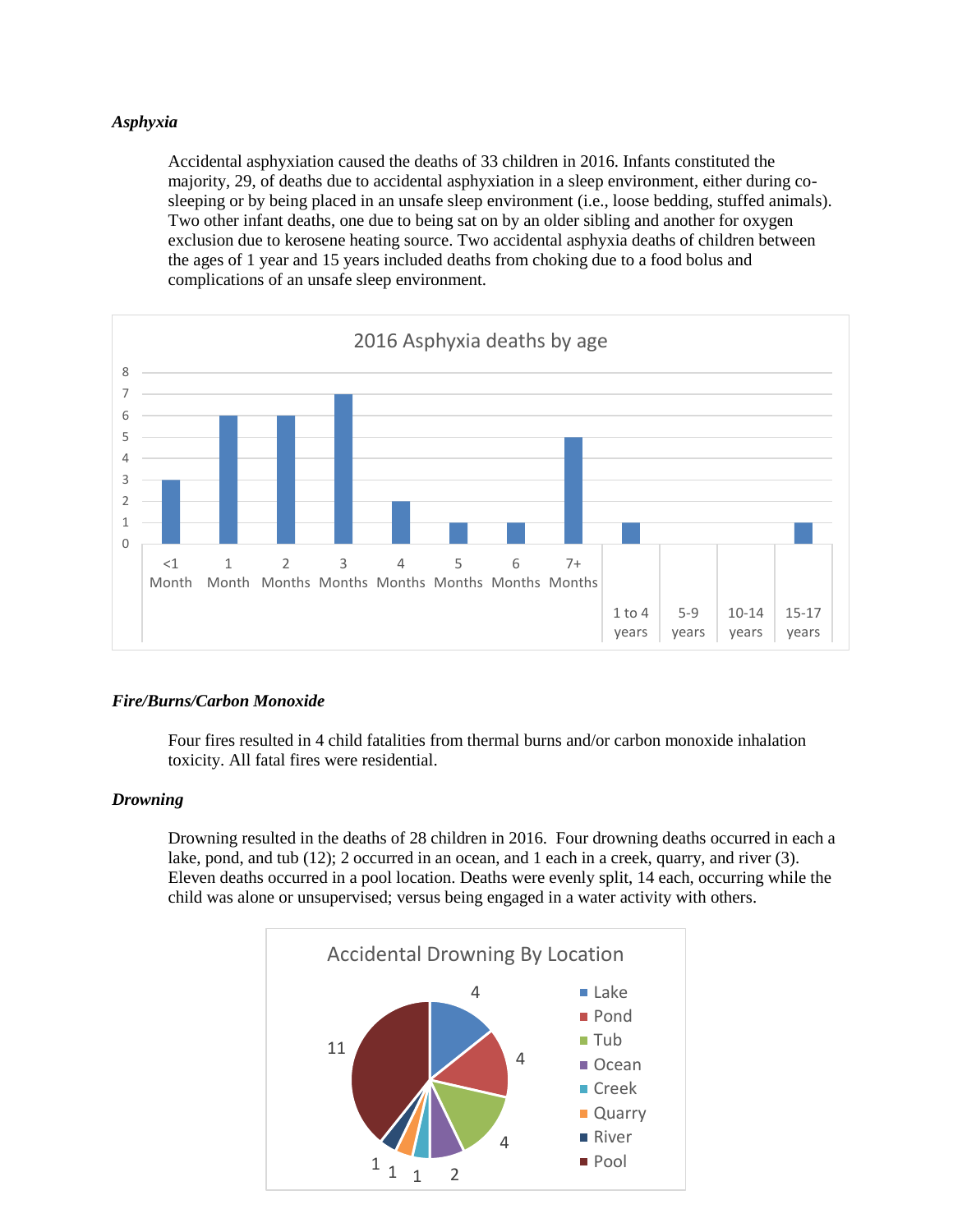### *Asphyxia*

Accidental asphyxiation caused the deaths of 33 children in 2016. Infants constituted the majority, 29, of deaths due to accidental asphyxiation in a sleep environment, either during co-sleeping or by being placed in an unsafe sleep environment (i.e., loose bedding, stuffed animals). Two other infant deaths, one due to being sat on by an older sibling and another for oxygen exclusion due to kerosene heating source. Two accidental asphyxia deaths of children between the ages of 1 year and 15 years included deaths from choking due to a food bolus and complications of an unsafe sleep environment.

**2016 Asphyxia deaths by age**

| Age | Deaths |
| --- | --- |
| <1 Month | 3 |
| 1 Month | 6 |
| 2 Months | 6 |
| 3 Months | 7 |
| 4 Months | 2 |
| 5 Months | 1 |
| 6 Months | 1 |
| 7+ Months | 5 |
| 1 to 4 years | 1 |
| 5-9 years | 0 |
| 10-14 years | 0 |
| 15-17 years | 1 |

### *Fire/Burns/Carbon Monoxide*

Four fires resulted in 4 child fatalities from thermal burns and/or carbon monoxide inhalation toxicity. All fatal fires were residential.

### *Drowning*

Drowning resulted in the deaths of 28 children in 2016. Four drowning deaths occurred in each a lake, pond, and tub (12); 2 occurred in an ocean, and 1 each in a creek, quarry, and river (3). Eleven deaths occurred in a pool location. Deaths were evenly split, 14 each, occurring while the child was alone or unsupervised; versus being engaged in a water activity with others.

**Accidental Drowning By Location**

| Location | Deaths |
| --- | --- |
| Lake | 4 |
| Pond | 4 |
| Tub | 4 |
| Ocean | 2 |
| Creek | 1 |
| Quarry | 1 |
| River | 1 |
| Pool | 11 |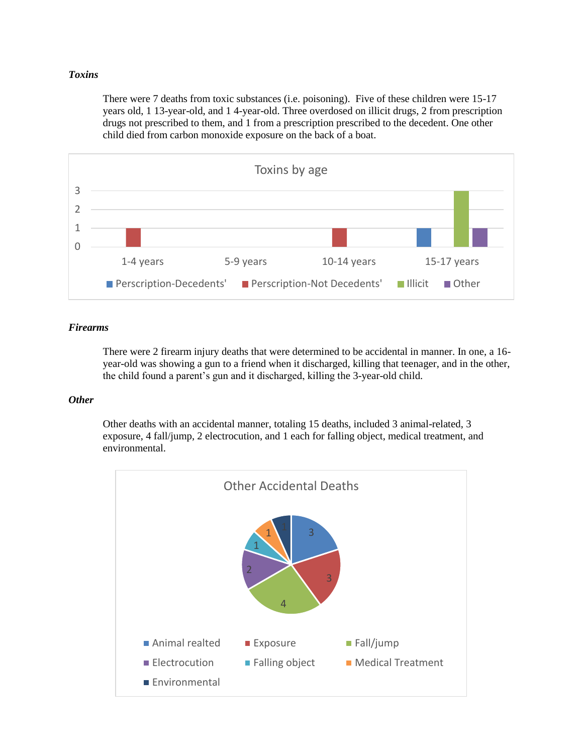### *Toxins*

There were 7 deaths from toxic substances (i.e. poisoning). Five of these children were 15-17 years old, 1 13-year-old, and 1 4-year-old. Three overdosed on illicit drugs, 2 from prescription drugs not prescribed to them, and 1 from a prescription prescribed to the decedent. One other child died from carbon monoxide exposure on the back of a boat.

**Toxins by age**

| Age | Perscription-Decedents' | Perscription-Not Decedents' | Illicit | Other |
|---|---|---|---|---|
| 1-4 years | | 1 | | |
| 5-9 years | | | | |
| 10-14 years | | 1 | | |
| 15-17 years | 1 | | 3 | 1 |

### *Firearms*

There were 2 firearm injury deaths that were determined to be accidental in manner. In one, a 16-year-old was showing a gun to a friend when it discharged, killing that teenager, and in the other, the child found a parent's gun and it discharged, killing the 3-year-old child.

### *Other*

Other deaths with an accidental manner, totaling 15 deaths, included 3 animal-related, 3 exposure, 4 fall/jump, 2 electrocution, and 1 each for falling object, medical treatment, and environmental.

**Other Accidental Deaths**

| Category | Deaths |
|---|---|
| Animal realted | 3 |
| Exposure | 3 |
| Fall/jump | 4 |
| Electrocution | 2 |
| Falling object | 1 |
| Medical Treatment | 1 |
| Environmental | 1 |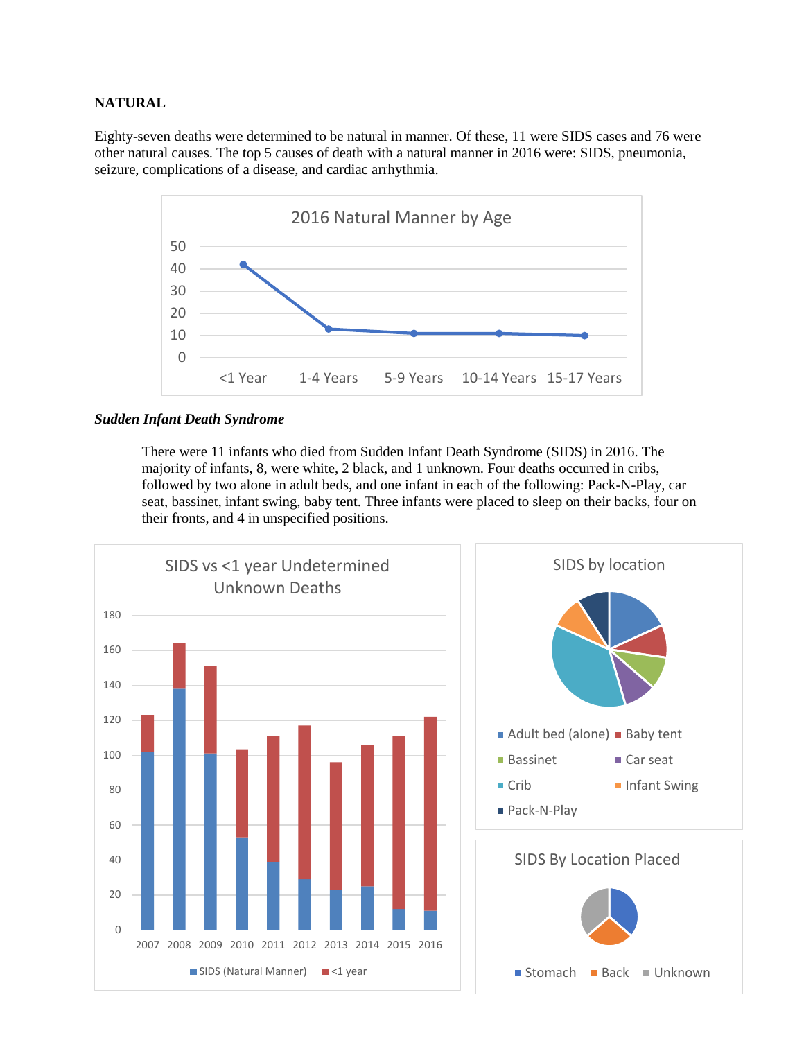**NATURAL**

Eighty-seven deaths were determined to be natural in manner. Of these, 11 were SIDS cases and 76 were other natural causes. The top 5 causes of death with a natural manner in 2016 were: SIDS, pneumonia, seizure, complications of a disease, and cardiac arrhythmia.

2016 Natural Manner by Age

***Sudden Infant Death Syndrome***

There were 11 infants who died from Sudden Infant Death Syndrome (SIDS) in 2016. The majority of infants, 8, were white, 2 black, and 1 unknown. Four deaths occurred in cribs, followed by two alone in adult beds, and one infant in each of the following: Pack-N-Play, car seat, bassinet, infant swing, baby tent. Three infants were placed to sleep on their backs, four on their fronts, and 4 in unspecified positions.

SIDS vs <1 year Undetermined Unknown Deaths

SIDS by location

SIDS By Location Placed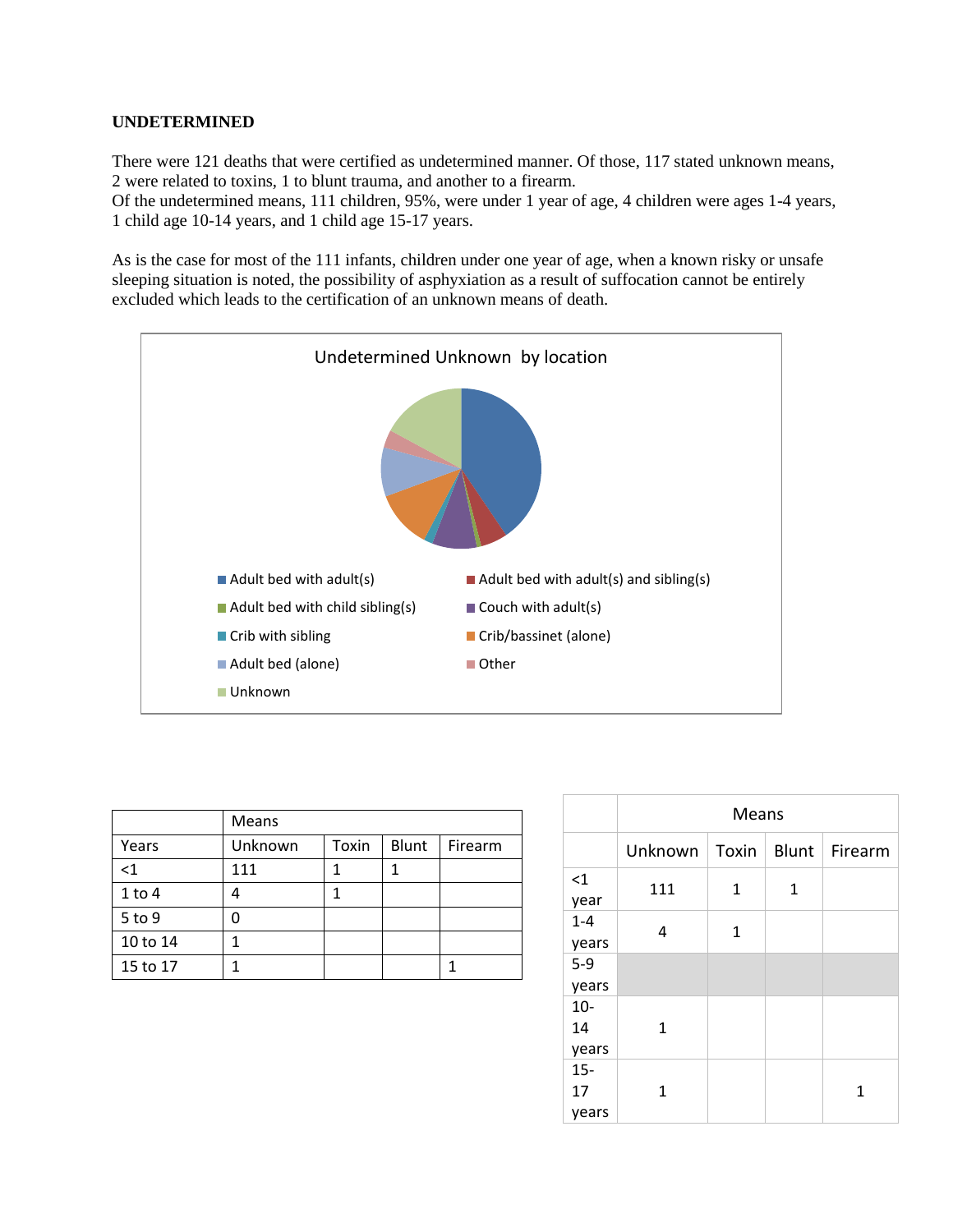**UNDETERMINED**

There were 121 deaths that were certified as undetermined manner. Of those, 117 stated unknown means, 2 were related to toxins, 1 to blunt trauma, and another to a firearm.
Of the undetermined means, 111 children, 95%, were under 1 year of age, 4 children were ages 1-4 years, 1 child age 10-14 years, and 1 child age 15-17 years.

As is the case for most of the 111 infants, children under one year of age, when a known risky or unsafe sleeping situation is noted, the possibility of asphyxiation as a result of suffocation cannot be entirely excluded which leads to the certification of an unknown means of death.

Undetermined Unknown by location

Adult bed with adult(s)
Adult bed with adult(s) and sibling(s)
Adult bed with child sibling(s)
Couch with adult(s)
Crib with sibling
Crib/bassinet (alone)
Adult bed (alone)
Other
Unknown

| | Means | | | |
|---|---|---|---|---|
| Years | Unknown | Toxin | Blunt | Firearm |
| <1 | 111 | 1 | 1 | |
| 1 to 4 | 4 | 1 | | |
| 5 to 9 | 0 | | | |
| 10 to 14 | 1 | | | |
| 15 to 17 | 1 | | | 1 |

| | Means | | | |
|---|---|---|---|---|
| | Unknown | Toxin | Blunt | Firearm |
| <1 year | 111 | 1 | 1 | |
| 1-4 years | 4 | 1 | | |
| 5-9 years | | | | |
| 10-14 years | 1 | | | |
| 15-17 years | 1 | | | 1 |